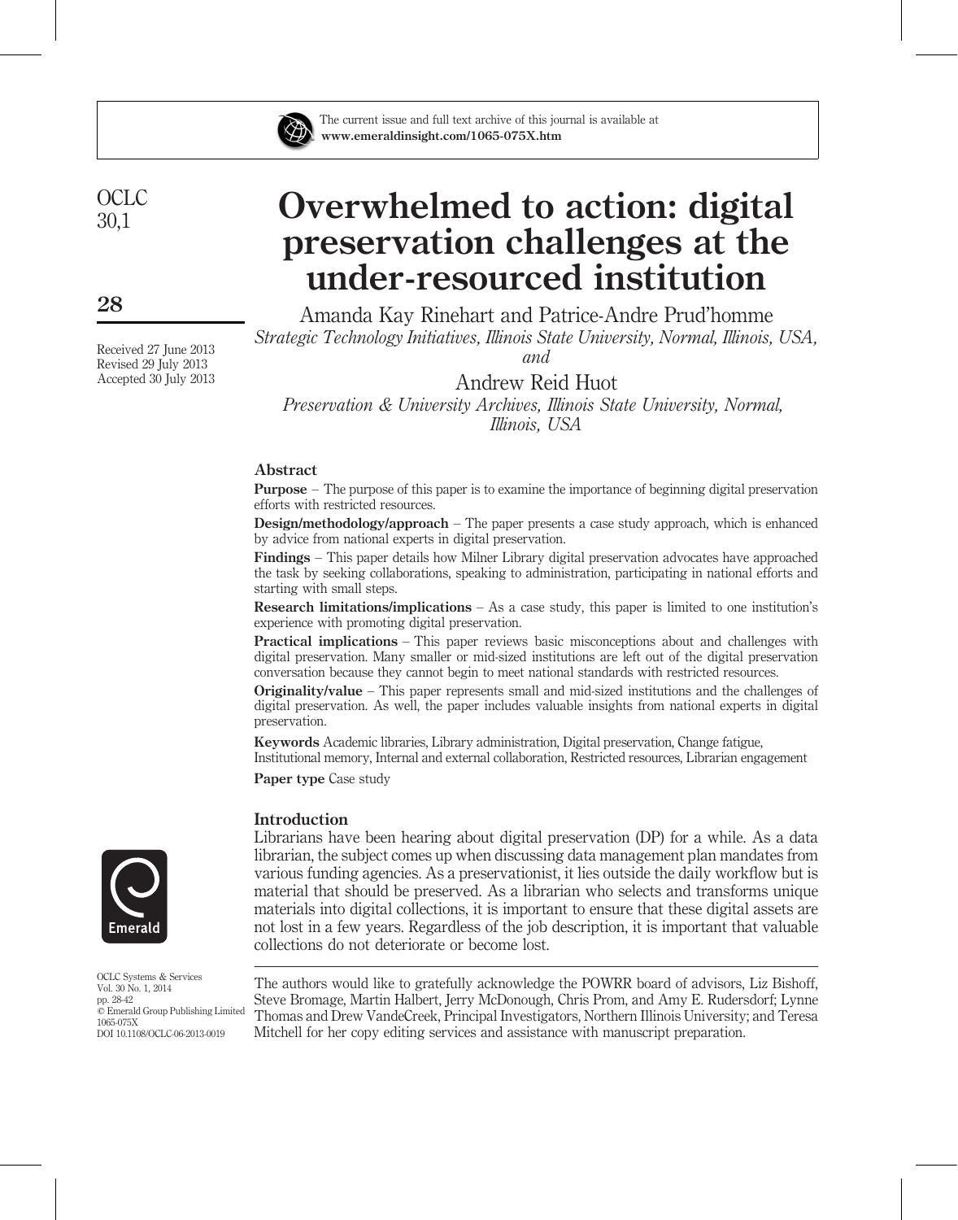The current issue and full text archive of this journal is available at **www.emeraldinsight.com/1065-075X.htm**

# Overwhelmed to action: digital preservation challenges at the under-resourced institution

Amanda Kay Rinehart and Patrice-Andre Prud'homme
*Strategic Technology Initiatives, Illinois State University, Normal, Illinois, USA, and*

Andrew Reid Huot
*Preservation & University Archives, Illinois State University, Normal, Illinois, USA*

Received 27 June 2013
Revised 29 July 2013
Accepted 30 July 2013

## Abstract

**Purpose** – The purpose of this paper is to examine the importance of beginning digital preservation efforts with restricted resources.

**Design/methodology/approach** – The paper presents a case study approach, which is enhanced by advice from national experts in digital preservation.

**Findings** – This paper details how Milner Library digital preservation advocates have approached the task by seeking collaborations, speaking to administration, participating in national efforts and starting with small steps.

**Research limitations/implications** – As a case study, this paper is limited to one institution's experience with promoting digital preservation.

**Practical implications** – This paper reviews basic misconceptions about and challenges with digital preservation. Many smaller or mid-sized institutions are left out of the digital preservation conversation because they cannot begin to meet national standards with restricted resources.

**Originality/value** – This paper represents small and mid-sized institutions and the challenges of digital preservation. As well, the paper includes valuable insights from national experts in digital preservation.

**Keywords** Academic libraries, Library administration, Digital preservation, Change fatigue, Institutional memory, Internal and external collaboration, Restricted resources, Librarian engagement

**Paper type** Case study

## Introduction

Librarians have been hearing about digital preservation (DP) for a while. As a data librarian, the subject comes up when discussing data management plan mandates from various funding agencies. As a preservationist, it lies outside the daily workflow but is material that should be preserved. As a librarian who selects and transforms unique materials into digital collections, it is important to ensure that these digital assets are not lost in a few years. Regardless of the job description, it is important that valuable collections do not deteriorate or become lost.

The authors would like to gratefully acknowledge the POWRR board of advisors, Liz Bishoff, Steve Bromage, Martin Halbert, Jerry McDonough, Chris Prom, and Amy E. Rudersdorf; Lynne Thomas and Drew VandeCreek, Principal Investigators, Northern Illinois University; and Teresa Mitchell for her copy editing services and assistance with manuscript preparation.

OCLC Systems & Services
Vol. 30 No. 1, 2014
pp. 28-42
© Emerald Group Publishing Limited
1065-075X
DOI 10.1108/OCLC-06-2013-0019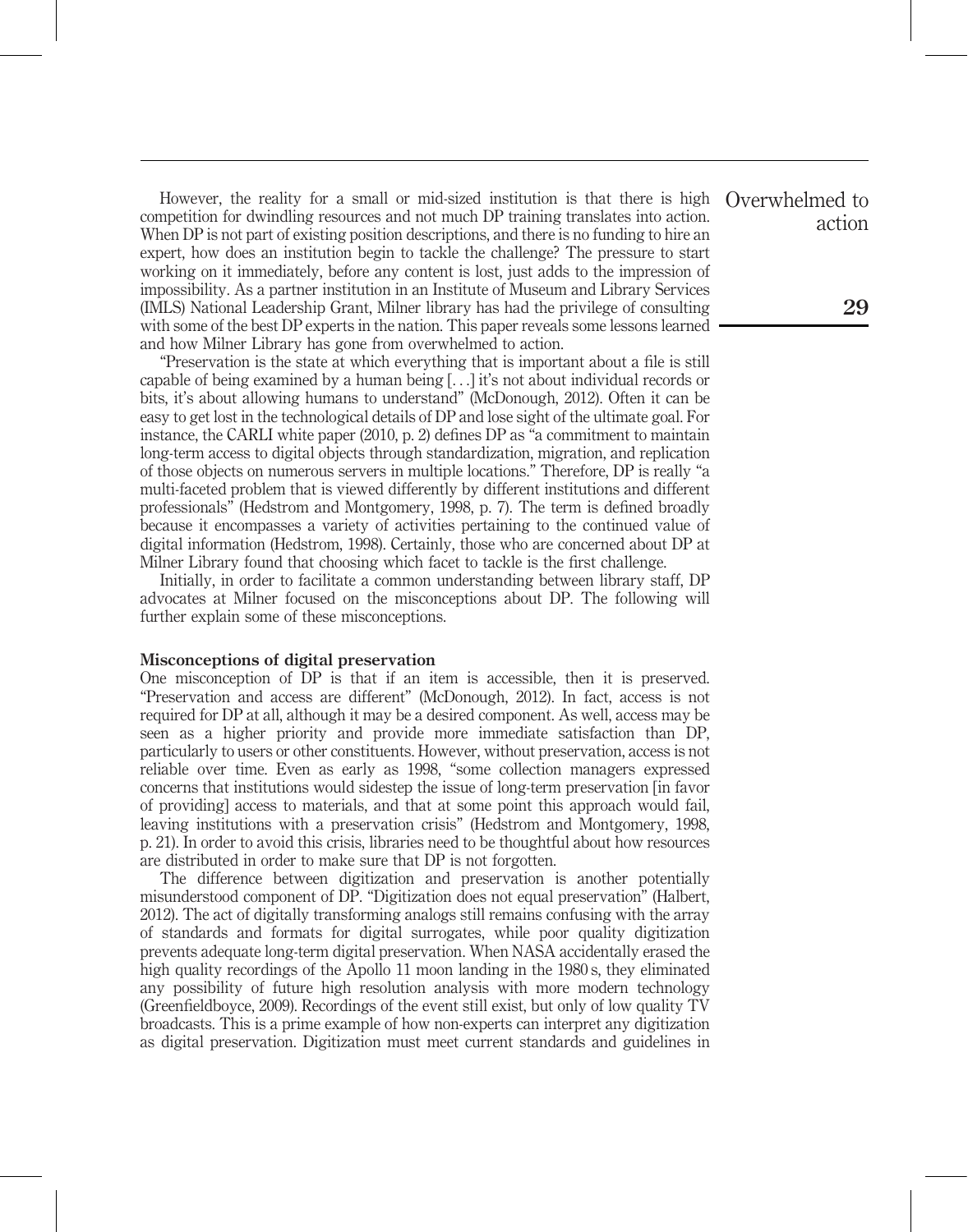However, the reality for a small or mid-sized institution is that there is high competition for dwindling resources and not much DP training translates into action. When DP is not part of existing position descriptions, and there is no funding to hire an expert, how does an institution begin to tackle the challenge? The pressure to start working on it immediately, before any content is lost, just adds to the impression of impossibility. As a partner institution in an Institute of Museum and Library Services (IMLS) National Leadership Grant, Milner library has had the privilege of consulting with some of the best DP experts in the nation. This paper reveals some lessons learned and how Milner Library has gone from overwhelmed to action.

"Preservation is the state at which everything that is important about a file is still capable of being examined by a human being [...] it's not about individual records or bits, it's about allowing humans to understand" (McDonough, 2012). Often it can be easy to get lost in the technological details of DP and lose sight of the ultimate goal. For instance, the CARLI white paper (2010, p. 2) defines DP as "a commitment to maintain long-term access to digital objects through standardization, migration, and replication of those objects on numerous servers in multiple locations." Therefore, DP is really "a multi-faceted problem that is viewed differently by different institutions and different professionals" (Hedstrom and Montgomery, 1998, p. 7). The term is defined broadly because it encompasses a variety of activities pertaining to the continued value of digital information (Hedstrom, 1998). Certainly, those who are concerned about DP at Milner Library found that choosing which facet to tackle is the first challenge.

Initially, in order to facilitate a common understanding between library staff, DP advocates at Milner focused on the misconceptions about DP. The following will further explain some of these misconceptions.

### Misconceptions of digital preservation

One misconception of DP is that if an item is accessible, then it is preserved. "Preservation and access are different" (McDonough, 2012). In fact, access is not required for DP at all, although it may be a desired component. As well, access may be seen as a higher priority and provide more immediate satisfaction than DP, particularly to users or other constituents. However, without preservation, access is not reliable over time. Even as early as 1998, "some collection managers expressed concerns that institutions would sidestep the issue of long-term preservation [in favor of providing] access to materials, and that at some point this approach would fail, leaving institutions with a preservation crisis" (Hedstrom and Montgomery, 1998, p. 21). In order to avoid this crisis, libraries need to be thoughtful about how resources are distributed in order to make sure that DP is not forgotten.

The difference between digitization and preservation is another potentially misunderstood component of DP. "Digitization does not equal preservation" (Halbert, 2012). The act of digitally transforming analogs still remains confusing with the array of standards and formats for digital surrogates, while poor quality digitization prevents adequate long-term digital preservation. When NASA accidentally erased the high quality recordings of the Apollo 11 moon landing in the 1980 s, they eliminated any possibility of future high resolution analysis with more modern technology (Greenfieldboyce, 2009). Recordings of the event still exist, but only of low quality TV broadcasts. This is a prime example of how non-experts can interpret any digitization as digital preservation. Digitization must meet current standards and guidelines in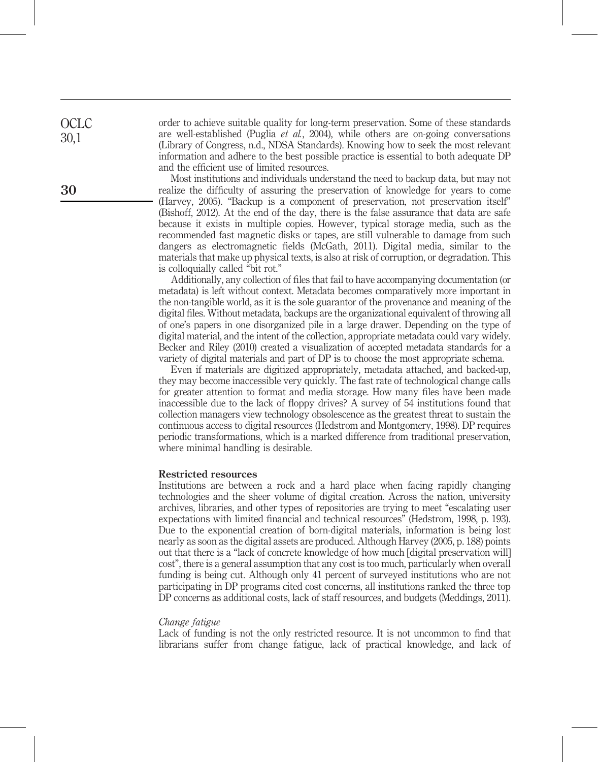order to achieve suitable quality for long-term preservation. Some of these standards are well-established (Puglia *et al.*, 2004), while others are on-going conversations (Library of Congress, n.d., NDSA Standards). Knowing how to seek the most relevant information and adhere to the best possible practice is essential to both adequate DP and the efficient use of limited resources.

Most institutions and individuals understand the need to backup data, but may not realize the difficulty of assuring the preservation of knowledge for years to come (Harvey, 2005). "Backup is a component of preservation, not preservation itself" (Bishoff, 2012). At the end of the day, there is the false assurance that data are safe because it exists in multiple copies. However, typical storage media, such as the recommended fast magnetic disks or tapes, are still vulnerable to damage from such dangers as electromagnetic fields (McGath, 2011). Digital media, similar to the materials that make up physical texts, is also at risk of corruption, or degradation. This is colloquially called "bit rot."

Additionally, any collection of files that fail to have accompanying documentation (or metadata) is left without context. Metadata becomes comparatively more important in the non-tangible world, as it is the sole guarantor of the provenance and meaning of the digital files. Without metadata, backups are the organizational equivalent of throwing all of one's papers in one disorganized pile in a large drawer. Depending on the type of digital material, and the intent of the collection, appropriate metadata could vary widely. Becker and Riley (2010) created a visualization of accepted metadata standards for a variety of digital materials and part of DP is to choose the most appropriate schema.

Even if materials are digitized appropriately, metadata attached, and backed-up, they may become inaccessible very quickly. The fast rate of technological change calls for greater attention to format and media storage. How many files have been made inaccessible due to the lack of floppy drives? A survey of 54 institutions found that collection managers view technology obsolescence as the greatest threat to sustain the continuous access to digital resources (Hedstrom and Montgomery, 1998). DP requires periodic transformations, which is a marked difference from traditional preservation, where minimal handling is desirable.

## Restricted resources

Institutions are between a rock and a hard place when facing rapidly changing technologies and the sheer volume of digital creation. Across the nation, university archives, libraries, and other types of repositories are trying to meet "escalating user expectations with limited financial and technical resources" (Hedstrom, 1998, p. 193). Due to the exponential creation of born-digital materials, information is being lost nearly as soon as the digital assets are produced. Although Harvey (2005, p. 188) points out that there is a "lack of concrete knowledge of how much [digital preservation will] cost", there is a general assumption that any cost is too much, particularly when overall funding is being cut. Although only 41 percent of surveyed institutions who are not participating in DP programs cited cost concerns, all institutions ranked the three top DP concerns as additional costs, lack of staff resources, and budgets (Meddings, 2011).

### *Change fatigue*

Lack of funding is not the only restricted resource. It is not uncommon to find that librarians suffer from change fatigue, lack of practical knowledge, and lack of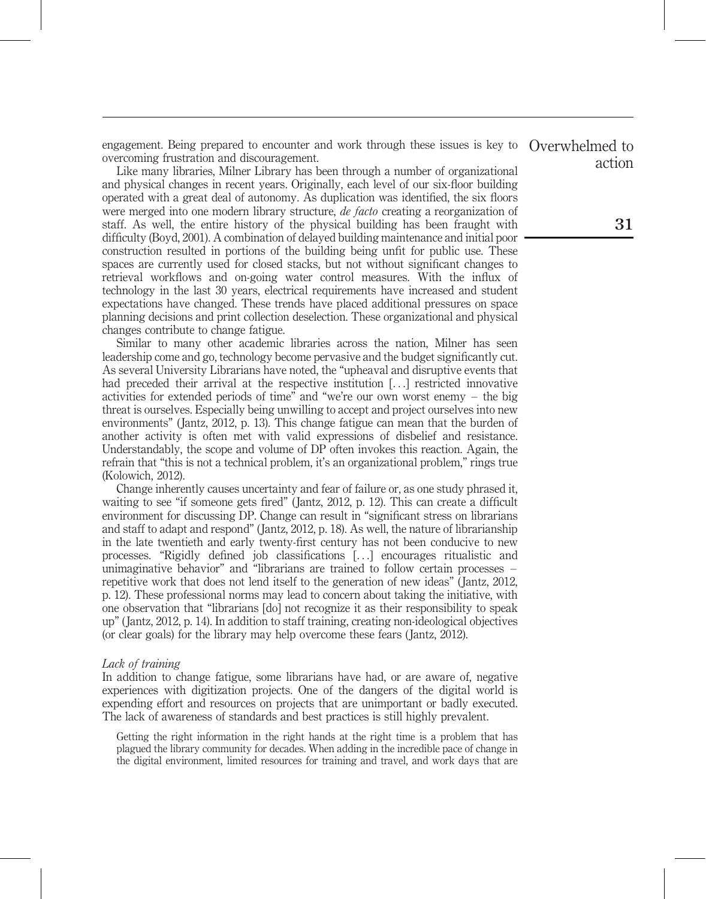engagement. Being prepared to encounter and work through these issues is key to overcoming frustration and discouragement.

Like many libraries, Milner Library has been through a number of organizational and physical changes in recent years. Originally, each level of our six-floor building operated with a great deal of autonomy. As duplication was identified, the six floors were merged into one modern library structure, *de facto* creating a reorganization of staff. As well, the entire history of the physical building has been fraught with difficulty (Boyd, 2001). A combination of delayed building maintenance and initial poor construction resulted in portions of the building being unfit for public use. These spaces are currently used for closed stacks, but not without significant changes to retrieval workflows and on-going water control measures. With the influx of technology in the last 30 years, electrical requirements have increased and student expectations have changed. These trends have placed additional pressures on space planning decisions and print collection deselection. These organizational and physical changes contribute to change fatigue.

Similar to many other academic libraries across the nation, Milner has seen leadership come and go, technology become pervasive and the budget significantly cut. As several University Librarians have noted, the "upheaval and disruptive events that had preceded their arrival at the respective institution [...] restricted innovative activities for extended periods of time" and "we're our own worst enemy – the big threat is ourselves. Especially being unwilling to accept and project ourselves into new environments" (Jantz, 2012, p. 13). This change fatigue can mean that the burden of another activity is often met with valid expressions of disbelief and resistance. Understandably, the scope and volume of DP often invokes this reaction. Again, the refrain that "this is not a technical problem, it's an organizational problem," rings true (Kolowich, 2012).

Change inherently causes uncertainty and fear of failure or, as one study phrased it, waiting to see "if someone gets fired" (Jantz, 2012, p. 12). This can create a difficult environment for discussing DP. Change can result in "significant stress on librarians and staff to adapt and respond" (Jantz, 2012, p. 18). As well, the nature of librarianship in the late twentieth and early twenty-first century has not been conducive to new processes. "Rigidly defined job classifications [...] encourages ritualistic and unimaginative behavior" and "librarians are trained to follow certain processes – repetitive work that does not lend itself to the generation of new ideas" (Jantz, 2012, p. 12). These professional norms may lead to concern about taking the initiative, with one observation that "librarians [do] not recognize it as their responsibility to speak up" (Jantz, 2012, p. 14). In addition to staff training, creating non-ideological objectives (or clear goals) for the library may help overcome these fears (Jantz, 2012).

*Lack of training*

In addition to change fatigue, some librarians have had, or are aware of, negative experiences with digitization projects. One of the dangers of the digital world is expending effort and resources on projects that are unimportant or badly executed. The lack of awareness of standards and best practices is still highly prevalent.

> Getting the right information in the right hands at the right time is a problem that has plagued the library community for decades. When adding in the incredible pace of change in the digital environment, limited resources for training and travel, and work days that are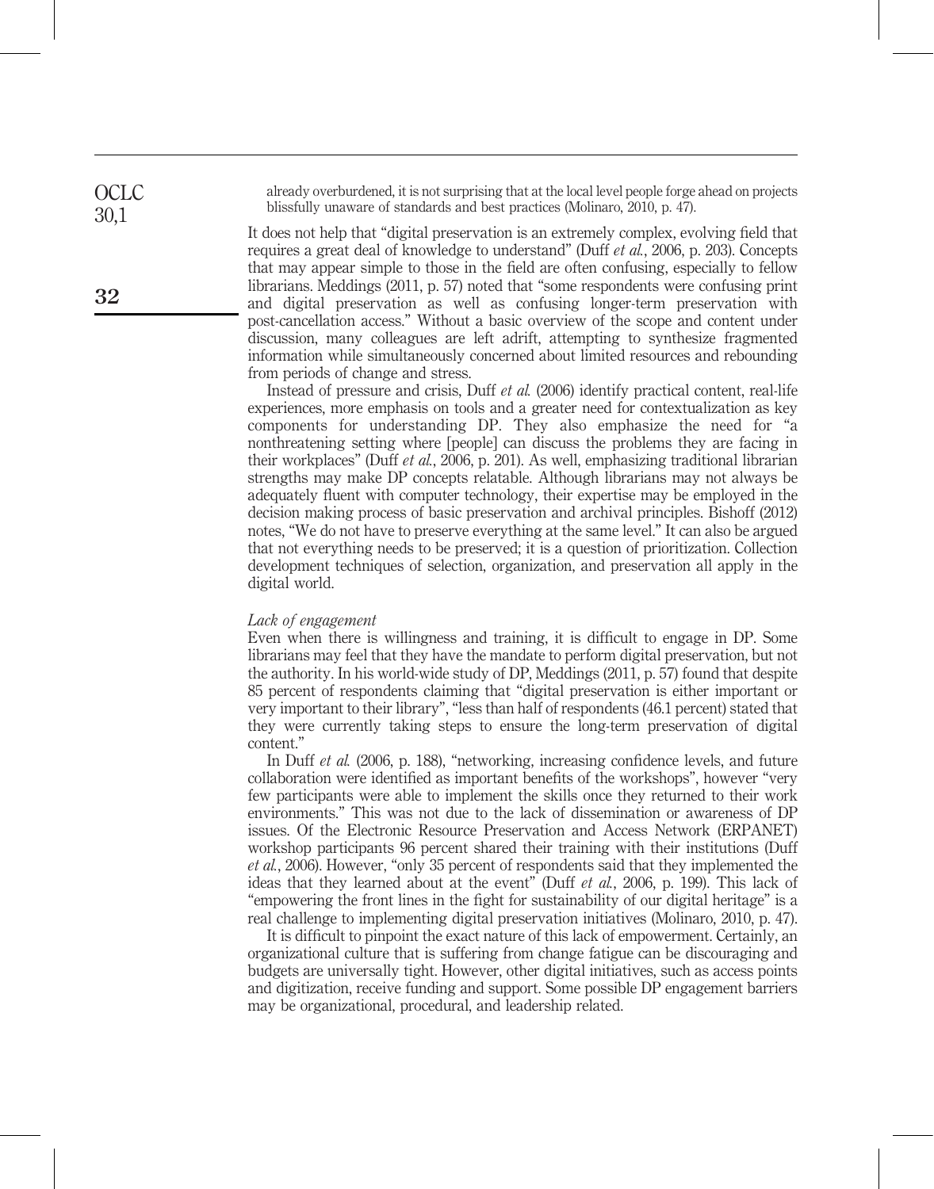> already overburdened, it is not surprising that at the local level people forge ahead on projects blissfully unaware of standards and best practices (Molinaro, 2010, p. 47).

It does not help that "digital preservation is an extremely complex, evolving field that requires a great deal of knowledge to understand" (Duff *et al.*, 2006, p. 203). Concepts that may appear simple to those in the field are often confusing, especially to fellow librarians. Meddings (2011, p. 57) noted that "some respondents were confusing print and digital preservation as well as confusing longer-term preservation with post-cancellation access." Without a basic overview of the scope and content under discussion, many colleagues are left adrift, attempting to synthesize fragmented information while simultaneously concerned about limited resources and rebounding from periods of change and stress.

Instead of pressure and crisis, Duff *et al.* (2006) identify practical content, real-life experiences, more emphasis on tools and a greater need for contextualization as key components for understanding DP. They also emphasize the need for "a nonthreatening setting where [people] can discuss the problems they are facing in their workplaces" (Duff *et al.*, 2006, p. 201). As well, emphasizing traditional librarian strengths may make DP concepts relatable. Although librarians may not always be adequately fluent with computer technology, their expertise may be employed in the decision making process of basic preservation and archival principles. Bishoff (2012) notes, "We do not have to preserve everything at the same level." It can also be argued that not everything needs to be preserved; it is a question of prioritization. Collection development techniques of selection, organization, and preservation all apply in the digital world.

### *Lack of engagement*

Even when there is willingness and training, it is difficult to engage in DP. Some librarians may feel that they have the mandate to perform digital preservation, but not the authority. In his world-wide study of DP, Meddings (2011, p. 57) found that despite 85 percent of respondents claiming that "digital preservation is either important or very important to their library", "less than half of respondents (46.1 percent) stated that they were currently taking steps to ensure the long-term preservation of digital content."

In Duff *et al.* (2006, p. 188), "networking, increasing confidence levels, and future collaboration were identified as important benefits of the workshops", however "very few participants were able to implement the skills once they returned to their work environments." This was not due to the lack of dissemination or awareness of DP issues. Of the Electronic Resource Preservation and Access Network (ERPANET) workshop participants 96 percent shared their training with their institutions (Duff *et al.*, 2006). However, "only 35 percent of respondents said that they implemented the ideas that they learned about at the event" (Duff *et al.*, 2006, p. 199). This lack of "empowering the front lines in the fight for sustainability of our digital heritage" is a real challenge to implementing digital preservation initiatives (Molinaro, 2010, p. 47).

It is difficult to pinpoint the exact nature of this lack of empowerment. Certainly, an organizational culture that is suffering from change fatigue can be discouraging and budgets are universally tight. However, other digital initiatives, such as access points and digitization, receive funding and support. Some possible DP engagement barriers may be organizational, procedural, and leadership related.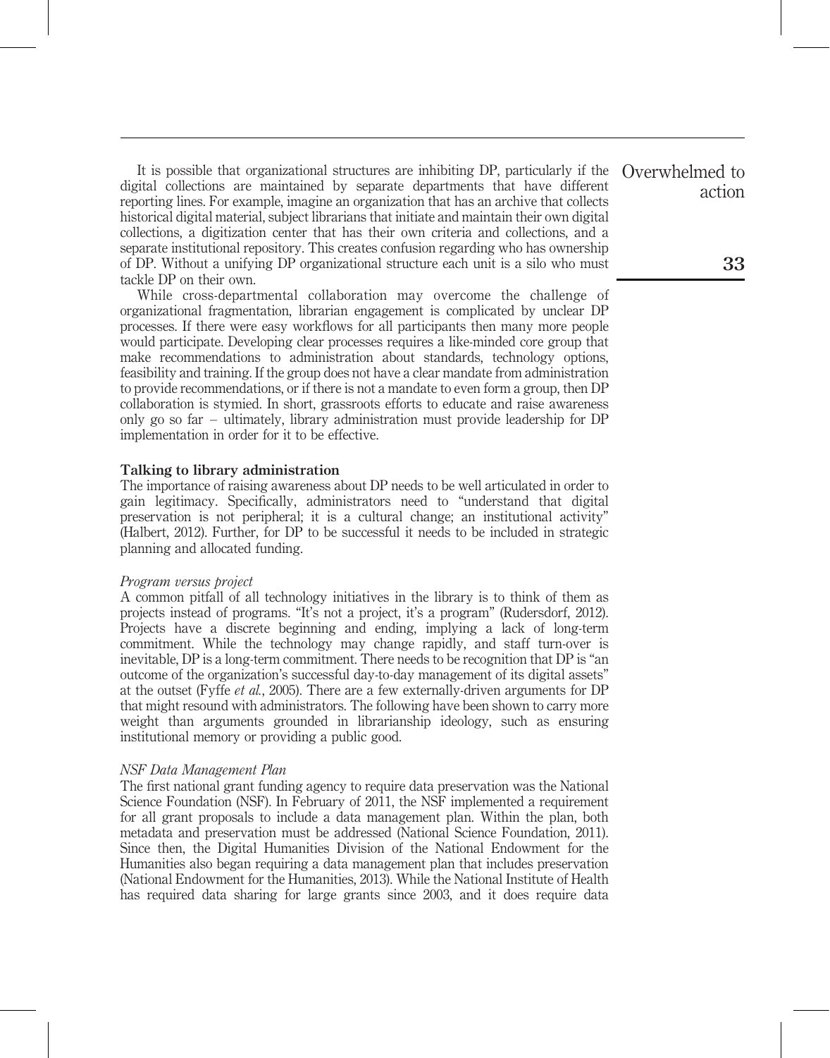It is possible that organizational structures are inhibiting DP, particularly if the digital collections are maintained by separate departments that have different reporting lines. For example, imagine an organization that has an archive that collects historical digital material, subject librarians that initiate and maintain their own digital collections, a digitization center that has their own criteria and collections, and a separate institutional repository. This creates confusion regarding who has ownership of DP. Without a unifying DP organizational structure each unit is a silo who must tackle DP on their own.

While cross-departmental collaboration may overcome the challenge of organizational fragmentation, librarian engagement is complicated by unclear DP processes. If there were easy workflows for all participants then many more people would participate. Developing clear processes requires a like-minded core group that make recommendations to administration about standards, technology options, feasibility and training. If the group does not have a clear mandate from administration to provide recommendations, or if there is not a mandate to even form a group, then DP collaboration is stymied. In short, grassroots efforts to educate and raise awareness only go so far – ultimately, library administration must provide leadership for DP implementation in order for it to be effective.

### Talking to library administration

The importance of raising awareness about DP needs to be well articulated in order to gain legitimacy. Specifically, administrators need to "understand that digital preservation is not peripheral; it is a cultural change; an institutional activity" (Halbert, 2012). Further, for DP to be successful it needs to be included in strategic planning and allocated funding.

#### *Program versus project*

A common pitfall of all technology initiatives in the library is to think of them as projects instead of programs. "It's not a project, it's a program" (Rudersdorf, 2012). Projects have a discrete beginning and ending, implying a lack of long-term commitment. While the technology may change rapidly, and staff turn-over is inevitable, DP is a long-term commitment. There needs to be recognition that DP is "an outcome of the organization's successful day-to-day management of its digital assets" at the outset (Fyffe *et al.*, 2005). There are a few externally-driven arguments for DP that might resound with administrators. The following have been shown to carry more weight than arguments grounded in librarianship ideology, such as ensuring institutional memory or providing a public good.

#### *NSF Data Management Plan*

The first national grant funding agency to require data preservation was the National Science Foundation (NSF). In February of 2011, the NSF implemented a requirement for all grant proposals to include a data management plan. Within the plan, both metadata and preservation must be addressed (National Science Foundation, 2011). Since then, the Digital Humanities Division of the National Endowment for the Humanities also began requiring a data management plan that includes preservation (National Endowment for the Humanities, 2013). While the National Institute of Health has required data sharing for large grants since 2003, and it does require data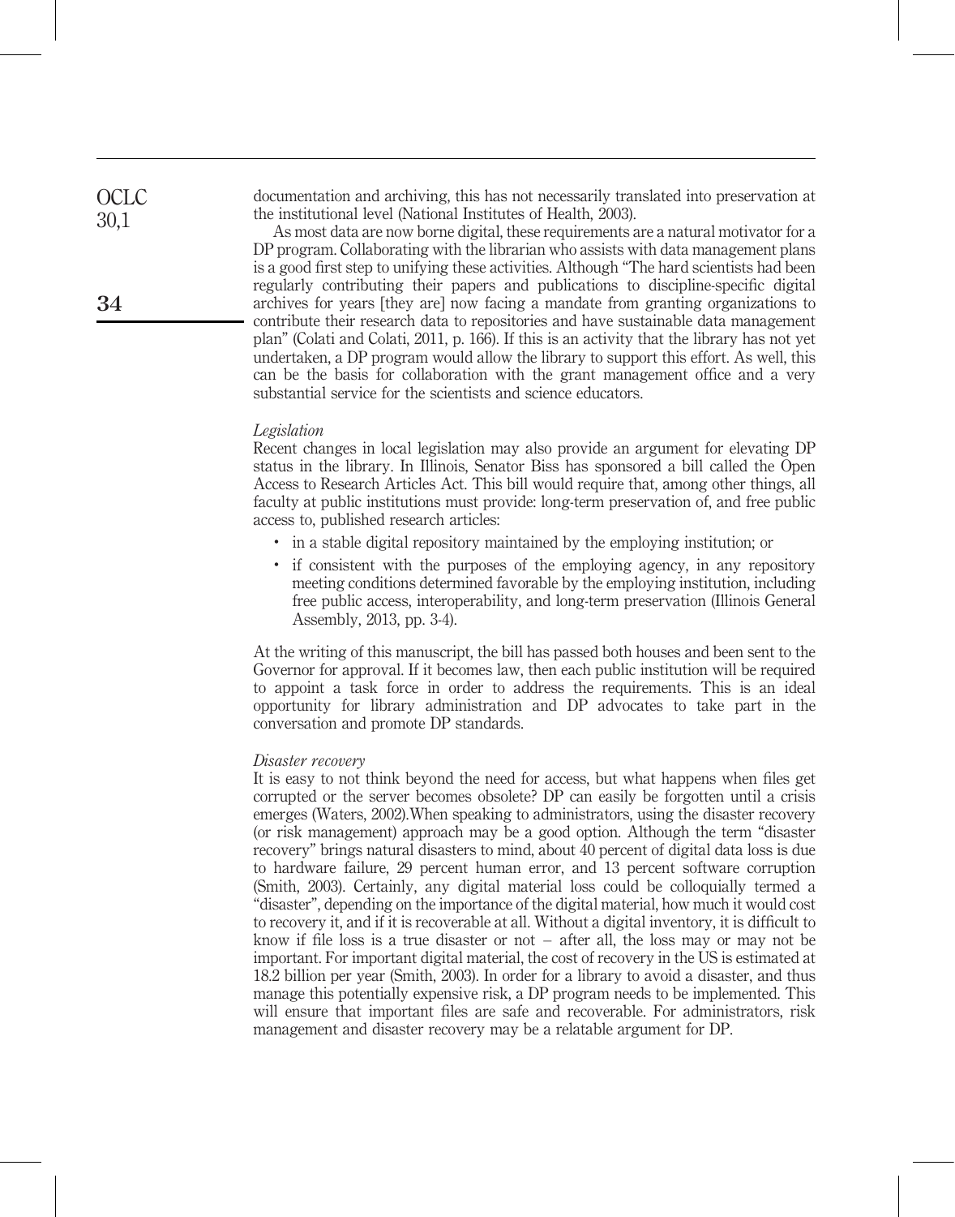documentation and archiving, this has not necessarily translated into preservation at the institutional level (National Institutes of Health, 2003).

As most data are now borne digital, these requirements are a natural motivator for a DP program. Collaborating with the librarian who assists with data management plans is a good first step to unifying these activities. Although "The hard scientists had been regularly contributing their papers and publications to discipline-specific digital archives for years [they are] now facing a mandate from granting organizations to contribute their research data to repositories and have sustainable data management plan" (Colati and Colati, 2011, p. 166). If this is an activity that the library has not yet undertaken, a DP program would allow the library to support this effort. As well, this can be the basis for collaboration with the grant management office and a very substantial service for the scientists and science educators.

*Legislation*

Recent changes in local legislation may also provide an argument for elevating DP status in the library. In Illinois, Senator Biss has sponsored a bill called the Open Access to Research Articles Act. This bill would require that, among other things, all faculty at public institutions must provide: long-term preservation of, and free public access to, published research articles:

- in a stable digital repository maintained by the employing institution; or
- if consistent with the purposes of the employing agency, in any repository meeting conditions determined favorable by the employing institution, including free public access, interoperability, and long-term preservation (Illinois General Assembly, 2013, pp. 3-4).

At the writing of this manuscript, the bill has passed both houses and been sent to the Governor for approval. If it becomes law, then each public institution will be required to appoint a task force in order to address the requirements. This is an ideal opportunity for library administration and DP advocates to take part in the conversation and promote DP standards.

*Disaster recovery*

It is easy to not think beyond the need for access, but what happens when files get corrupted or the server becomes obsolete? DP can easily be forgotten until a crisis emerges (Waters, 2002).When speaking to administrators, using the disaster recovery (or risk management) approach may be a good option. Although the term "disaster recovery" brings natural disasters to mind, about 40 percent of digital data loss is due to hardware failure, 29 percent human error, and 13 percent software corruption (Smith, 2003). Certainly, any digital material loss could be colloquially termed a "disaster", depending on the importance of the digital material, how much it would cost to recovery it, and if it is recoverable at all. Without a digital inventory, it is difficult to know if file loss is a true disaster or not – after all, the loss may or may not be important. For important digital material, the cost of recovery in the US is estimated at 18.2 billion per year (Smith, 2003). In order for a library to avoid a disaster, and thus manage this potentially expensive risk, a DP program needs to be implemented. This will ensure that important files are safe and recoverable. For administrators, risk management and disaster recovery may be a relatable argument for DP.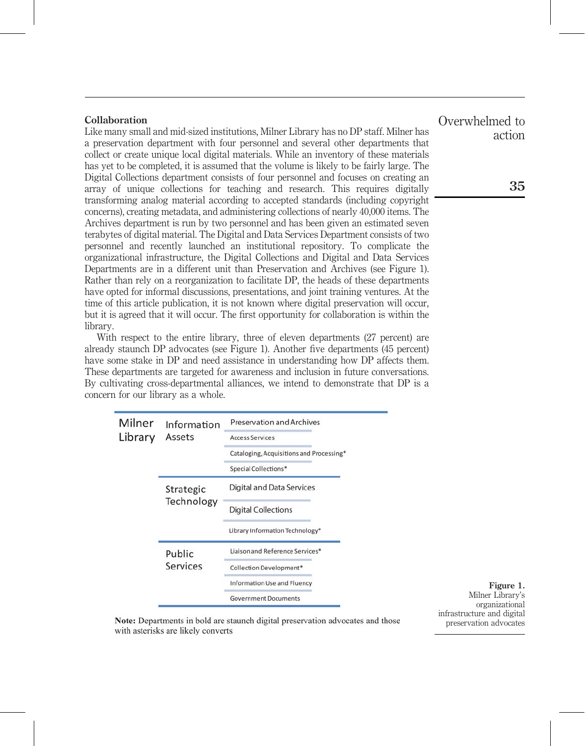## Collaboration

Like many small and mid-sized institutions, Milner Library has no DP staff. Milner has a preservation department with four personnel and several other departments that collect or create unique local digital materials. While an inventory of these materials has yet to be completed, it is assumed that the volume is likely to be fairly large. The Digital Collections department consists of four personnel and focuses on creating an array of unique collections for teaching and research. This requires digitally transforming analog material according to accepted standards (including copyright concerns), creating metadata, and administering collections of nearly 40,000 items. The Archives department is run by two personnel and has been given an estimated seven terabytes of digital material. The Digital and Data Services Department consists of two personnel and recently launched an institutional repository. To complicate the organizational infrastructure, the Digital Collections and Digital and Data Services Departments are in a different unit than Preservation and Archives (see Figure 1). Rather than rely on a reorganization to facilitate DP, the heads of these departments have opted for informal discussions, presentations, and joint training ventures. At the time of this article publication, it is not known where digital preservation will occur, but it is agreed that it will occur. The first opportunity for collaboration is within the library.

With respect to the entire library, three of eleven departments (27 percent) are already staunch DP advocates (see Figure 1). Another five departments (45 percent) have some stake in DP and need assistance in understanding how DP affects them. These departments are targeted for awareness and inclusion in future conversations. By cultivating cross-departmental alliances, we intend to demonstrate that DP is a concern for our library as a whole.

| Milner Library | Division | Department |
|---|---|---|
| | Information Assets | Preservation and Archives |
| | | Access Services |
| | | Cataloging, Acquisitions and Processing* |
| | | Special Collections* |
| | Strategic Technology | Digital and Data Services |
| | | Digital Collections |
| | | Library Information Technology* |
| | Public Services | Liaison and Reference Services* |
| | | Collection Development* |
| | | Information Use and Fluency |
| | | Government Documents |

**Note:** Departments in bold are staunch digital preservation advocates and those with asterisks are likely converts

**Figure 1.** Milner Library's organizational infrastructure and digital preservation advocates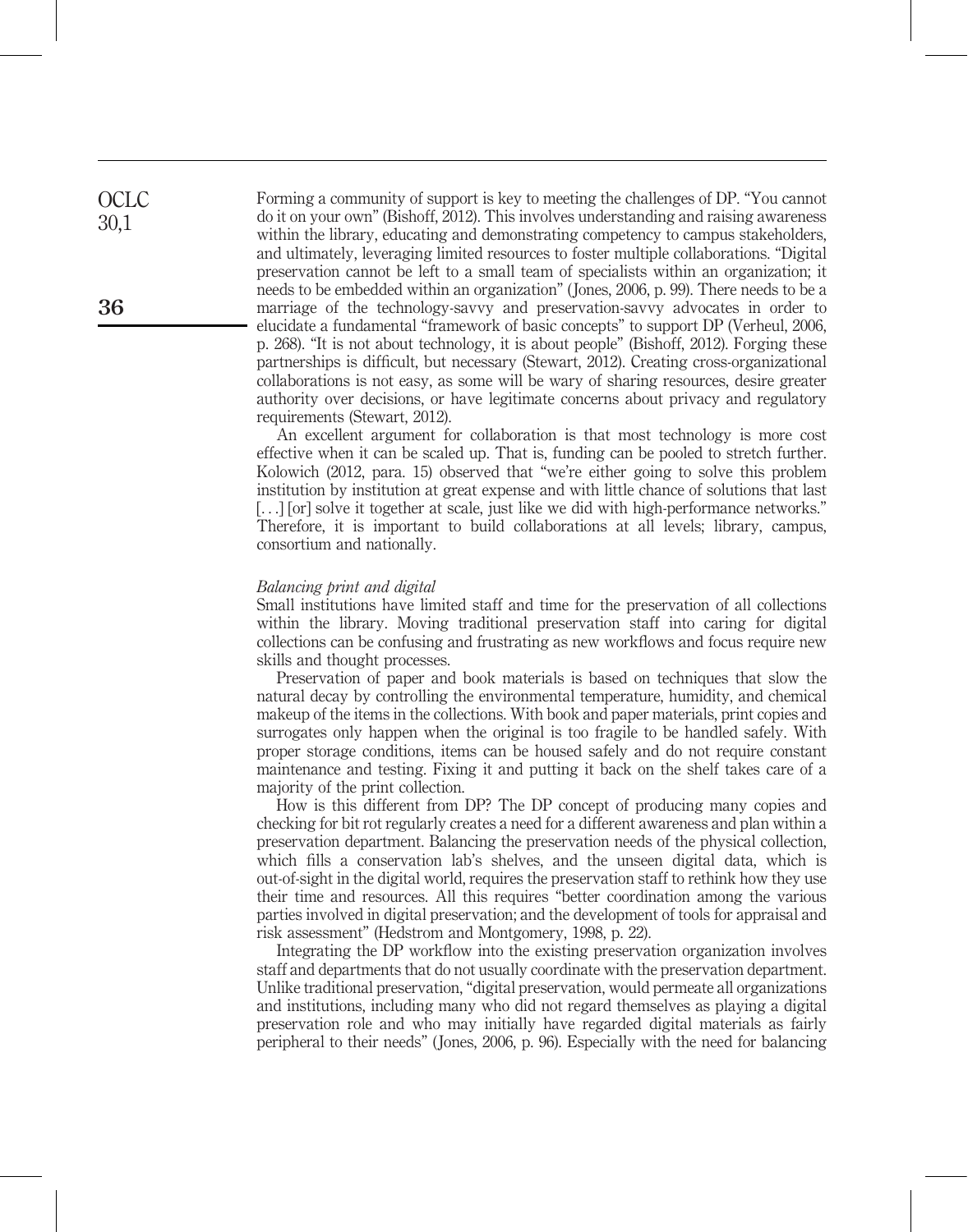Forming a community of support is key to meeting the challenges of DP. "You cannot do it on your own" (Bishoff, 2012). This involves understanding and raising awareness within the library, educating and demonstrating competency to campus stakeholders, and ultimately, leveraging limited resources to foster multiple collaborations. "Digital preservation cannot be left to a small team of specialists within an organization; it needs to be embedded within an organization" (Jones, 2006, p. 99). There needs to be a marriage of the technology-savvy and preservation-savvy advocates in order to elucidate a fundamental "framework of basic concepts" to support DP (Verheul, 2006, p. 268). "It is not about technology, it is about people" (Bishoff, 2012). Forging these partnerships is difficult, but necessary (Stewart, 2012). Creating cross-organizational collaborations is not easy, as some will be wary of sharing resources, desire greater authority over decisions, or have legitimate concerns about privacy and regulatory requirements (Stewart, 2012).

An excellent argument for collaboration is that most technology is more cost effective when it can be scaled up. That is, funding can be pooled to stretch further. Kolowich (2012, para. 15) observed that "we're either going to solve this problem institution by institution at great expense and with little chance of solutions that last [...] [or] solve it together at scale, just like we did with high-performance networks." Therefore, it is important to build collaborations at all levels; library, campus, consortium and nationally.

*Balancing print and digital*

Small institutions have limited staff and time for the preservation of all collections within the library. Moving traditional preservation staff into caring for digital collections can be confusing and frustrating as new workflows and focus require new skills and thought processes.

Preservation of paper and book materials is based on techniques that slow the natural decay by controlling the environmental temperature, humidity, and chemical makeup of the items in the collections. With book and paper materials, print copies and surrogates only happen when the original is too fragile to be handled safely. With proper storage conditions, items can be housed safely and do not require constant maintenance and testing. Fixing it and putting it back on the shelf takes care of a majority of the print collection.

How is this different from DP? The DP concept of producing many copies and checking for bit rot regularly creates a need for a different awareness and plan within a preservation department. Balancing the preservation needs of the physical collection, which fills a conservation lab's shelves, and the unseen digital data, which is out-of-sight in the digital world, requires the preservation staff to rethink how they use their time and resources. All this requires "better coordination among the various parties involved in digital preservation; and the development of tools for appraisal and risk assessment" (Hedstrom and Montgomery, 1998, p. 22).

Integrating the DP workflow into the existing preservation organization involves staff and departments that do not usually coordinate with the preservation department. Unlike traditional preservation, "digital preservation, would permeate all organizations and institutions, including many who did not regard themselves as playing a digital preservation role and who may initially have regarded digital materials as fairly peripheral to their needs" (Jones, 2006, p. 96). Especially with the need for balancing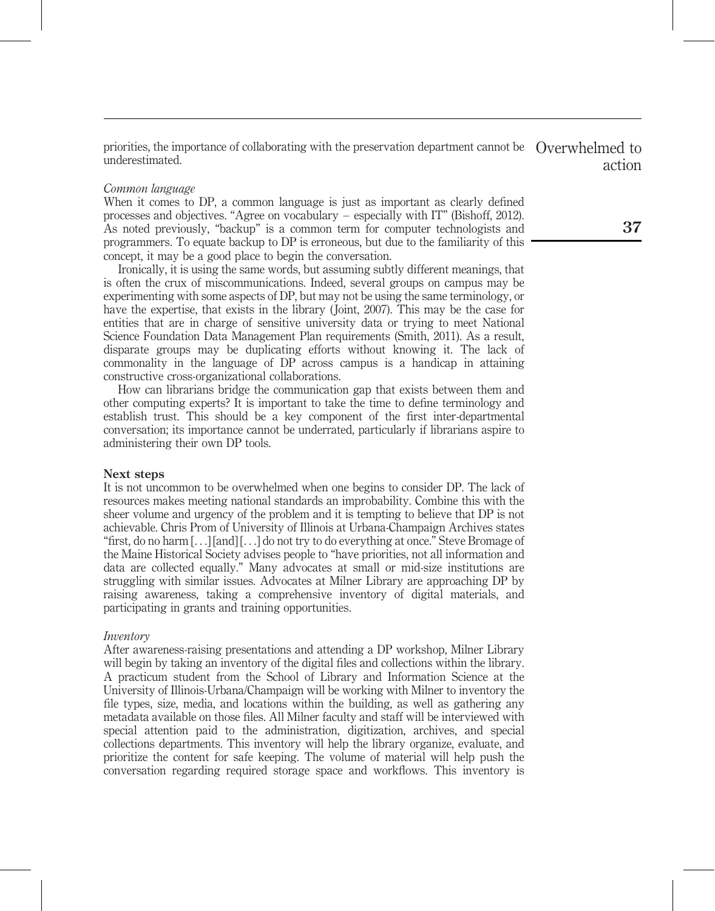priorities, the importance of collaborating with the preservation department cannot be underestimated.

*Common language*

When it comes to DP, a common language is just as important as clearly defined processes and objectives. "Agree on vocabulary – especially with IT" (Bishoff, 2012). As noted previously, "backup" is a common term for computer technologists and programmers. To equate backup to DP is erroneous, but due to the familiarity of this concept, it may be a good place to begin the conversation.

Ironically, it is using the same words, but assuming subtly different meanings, that is often the crux of miscommunications. Indeed, several groups on campus may be experimenting with some aspects of DP, but may not be using the same terminology, or have the expertise, that exists in the library (Joint, 2007). This may be the case for entities that are in charge of sensitive university data or trying to meet National Science Foundation Data Management Plan requirements (Smith, 2011). As a result, disparate groups may be duplicating efforts without knowing it. The lack of commonality in the language of DP across campus is a handicap in attaining constructive cross-organizational collaborations.

How can librarians bridge the communication gap that exists between them and other computing experts? It is important to take the time to define terminology and establish trust. This should be a key component of the first inter-departmental conversation; its importance cannot be underrated, particularly if librarians aspire to administering their own DP tools.

**Next steps**

It is not uncommon to be overwhelmed when one begins to consider DP. The lack of resources makes meeting national standards an improbability. Combine this with the sheer volume and urgency of the problem and it is tempting to believe that DP is not achievable. Chris Prom of University of Illinois at Urbana-Champaign Archives states "first, do no harm [...] [and] [...] do not try to do everything at once." Steve Bromage of the Maine Historical Society advises people to "have priorities, not all information and data are collected equally." Many advocates at small or mid-size institutions are struggling with similar issues. Advocates at Milner Library are approaching DP by raising awareness, taking a comprehensive inventory of digital materials, and participating in grants and training opportunities.

*Inventory*

After awareness-raising presentations and attending a DP workshop, Milner Library will begin by taking an inventory of the digital files and collections within the library. A practicum student from the School of Library and Information Science at the University of Illinois-Urbana/Champaign will be working with Milner to inventory the file types, size, media, and locations within the building, as well as gathering any metadata available on those files. All Milner faculty and staff will be interviewed with special attention paid to the administration, digitization, archives, and special collections departments. This inventory will help the library organize, evaluate, and prioritize the content for safe keeping. The volume of material will help push the conversation regarding required storage space and workflows. This inventory is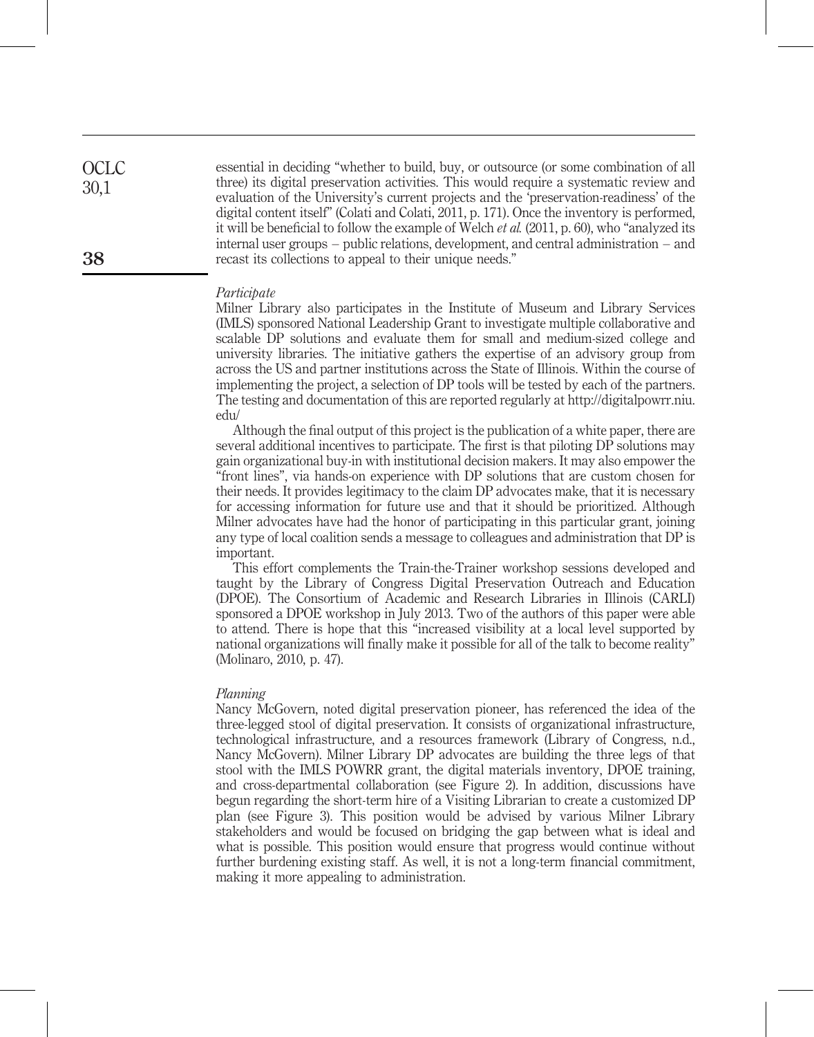essential in deciding "whether to build, buy, or outsource (or some combination of all three) its digital preservation activities. This would require a systematic review and evaluation of the University's current projects and the 'preservation-readiness' of the digital content itself" (Colati and Colati, 2011, p. 171). Once the inventory is performed, it will be beneficial to follow the example of Welch *et al.* (2011, p. 60), who "analyzed its internal user groups – public relations, development, and central administration – and recast its collections to appeal to their unique needs."

### *Participate*

Milner Library also participates in the Institute of Museum and Library Services (IMLS) sponsored National Leadership Grant to investigate multiple collaborative and scalable DP solutions and evaluate them for small and medium-sized college and university libraries. The initiative gathers the expertise of an advisory group from across the US and partner institutions across the State of Illinois. Within the course of implementing the project, a selection of DP tools will be tested by each of the partners. The testing and documentation of this are reported regularly at http://digitalpowrr.niu.edu/

Although the final output of this project is the publication of a white paper, there are several additional incentives to participate. The first is that piloting DP solutions may gain organizational buy-in with institutional decision makers. It may also empower the "front lines", via hands-on experience with DP solutions that are custom chosen for their needs. It provides legitimacy to the claim DP advocates make, that it is necessary for accessing information for future use and that it should be prioritized. Although Milner advocates have had the honor of participating in this particular grant, joining any type of local coalition sends a message to colleagues and administration that DP is important.

This effort complements the Train-the-Trainer workshop sessions developed and taught by the Library of Congress Digital Preservation Outreach and Education (DPOE). The Consortium of Academic and Research Libraries in Illinois (CARLI) sponsored a DPOE workshop in July 2013. Two of the authors of this paper were able to attend. There is hope that this "increased visibility at a local level supported by national organizations will finally make it possible for all of the talk to become reality" (Molinaro, 2010, p. 47).

### *Planning*

Nancy McGovern, noted digital preservation pioneer, has referenced the idea of the three-legged stool of digital preservation. It consists of organizational infrastructure, technological infrastructure, and a resources framework (Library of Congress, n.d., Nancy McGovern). Milner Library DP advocates are building the three legs of that stool with the IMLS POWRR grant, the digital materials inventory, DPOE training, and cross-departmental collaboration (see Figure 2). In addition, discussions have begun regarding the short-term hire of a Visiting Librarian to create a customized DP plan (see Figure 3). This position would be advised by various Milner Library stakeholders and would be focused on bridging the gap between what is ideal and what is possible. This position would ensure that progress would continue without further burdening existing staff. As well, it is not a long-term financial commitment, making it more appealing to administration.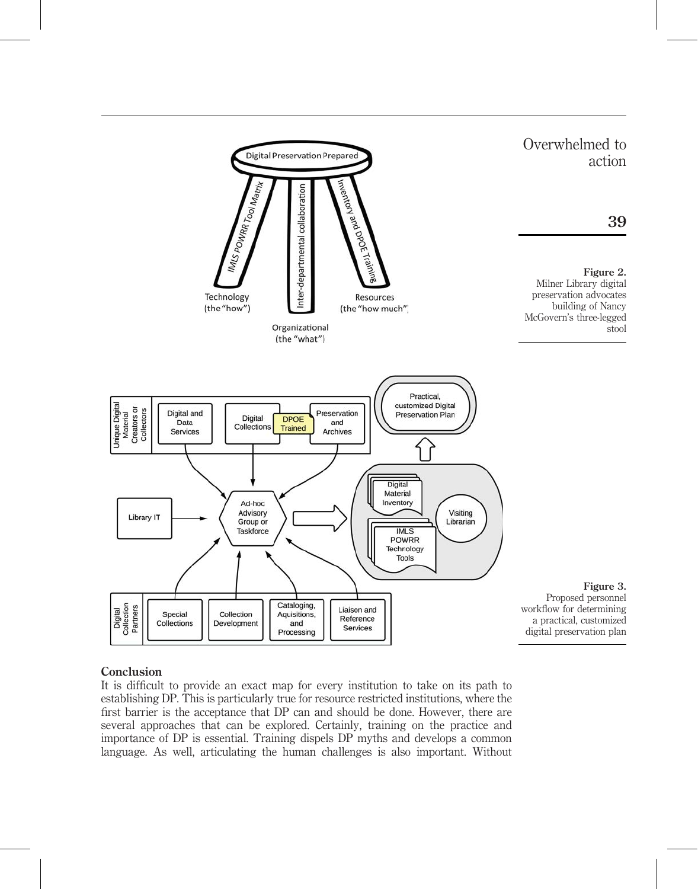Figure 2.
Milner Library digital preservation advocates building of Nancy McGovern's three-legged stool

Figure 3.
Proposed personnel workflow for determining a practical, customized digital preservation plan

## Conclusion

It is difficult to provide an exact map for every institution to take on its path to establishing DP. This is particularly true for resource restricted institutions, where the first barrier is the acceptance that DP can and should be done. However, there are several approaches that can be explored. Certainly, training on the practice and importance of DP is essential. Training dispels DP myths and develops a common language. As well, articulating the human challenges is also important. Without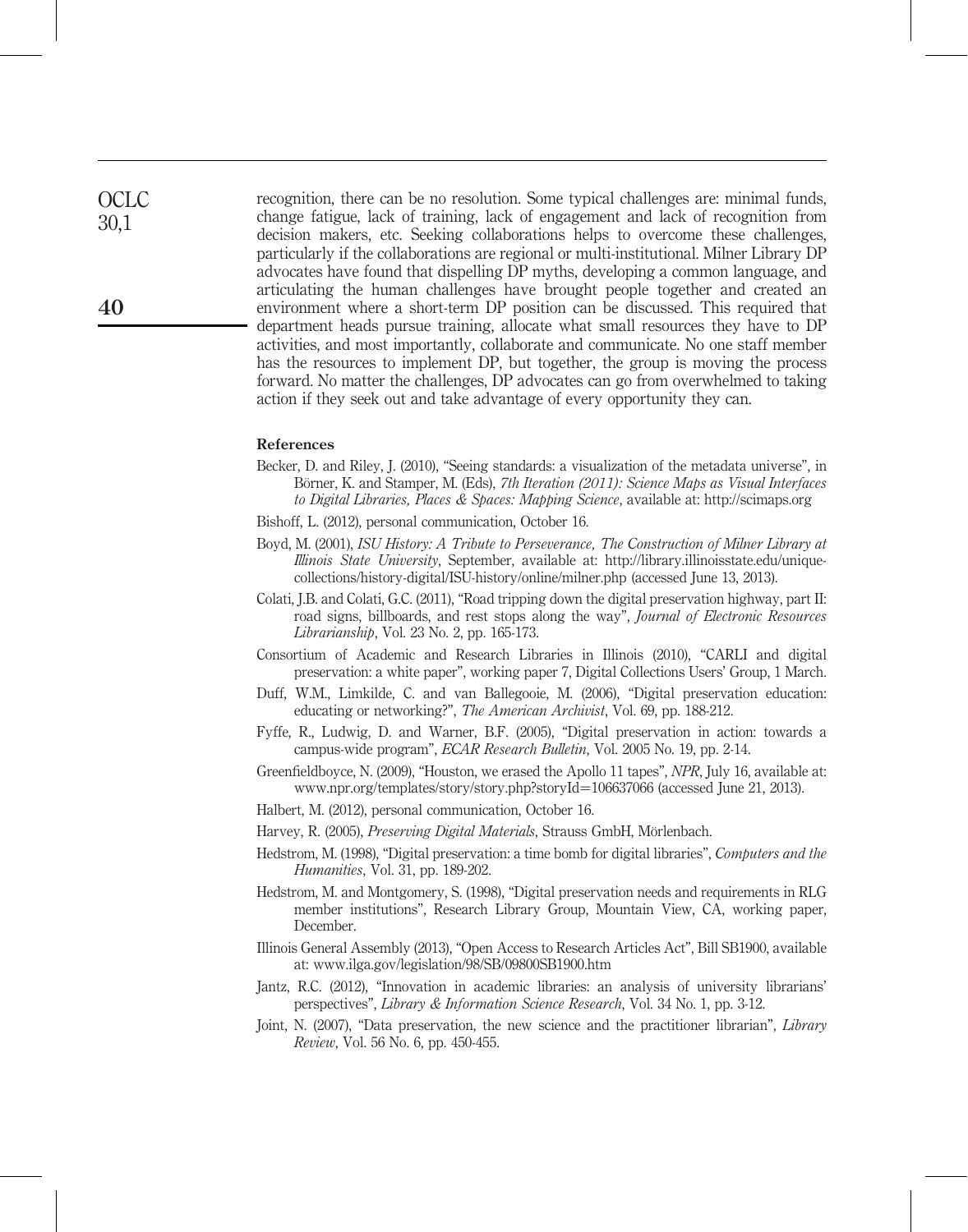recognition, there can be no resolution. Some typical challenges are: minimal funds, change fatigue, lack of training, lack of engagement and lack of recognition from decision makers, etc. Seeking collaborations helps to overcome these challenges, particularly if the collaborations are regional or multi-institutional. Milner Library DP advocates have found that dispelling DP myths, developing a common language, and articulating the human challenges have brought people together and created an environment where a short-term DP position can be discussed. This required that department heads pursue training, allocate what small resources they have to DP activities, and most importantly, collaborate and communicate. No one staff member has the resources to implement DP, but together, the group is moving the process forward. No matter the challenges, DP advocates can go from overwhelmed to taking action if they seek out and take advantage of every opportunity they can.

### References

Becker, D. and Riley, J. (2010), "Seeing standards: a visualization of the metadata universe", in Börner, K. and Stamper, M. (Eds), *7th Iteration (2011): Science Maps as Visual Interfaces to Digital Libraries, Places & Spaces: Mapping Science*, available at: http://scimaps.org

Bishoff, L. (2012), personal communication, October 16.

Boyd, M. (2001), *ISU History: A Tribute to Perseverance, The Construction of Milner Library at Illinois State University*, September, available at: http://library.illinoisstate.edu/unique-collections/history-digital/ISU-history/online/milner.php (accessed June 13, 2013).

Colati, J.B. and Colati, G.C. (2011), "Road tripping down the digital preservation highway, part II: road signs, billboards, and rest stops along the way", *Journal of Electronic Resources Librarianship*, Vol. 23 No. 2, pp. 165-173.

Consortium of Academic and Research Libraries in Illinois (2010), "CARLI and digital preservation: a white paper", working paper 7, Digital Collections Users' Group, 1 March.

Duff, W.M., Limkilde, C. and van Ballegooie, M. (2006), "Digital preservation education: educating or networking?", *The American Archivist*, Vol. 69, pp. 188-212.

Fyffe, R., Ludwig, D. and Warner, B.F. (2005), "Digital preservation in action: towards a campus-wide program", *ECAR Research Bulletin*, Vol. 2005 No. 19, pp. 2-14.

Greenfieldboyce, N. (2009), "Houston, we erased the Apollo 11 tapes", *NPR*, July 16, available at: www.npr.org/templates/story/story.php?storyId=106637066 (accessed June 21, 2013).

Halbert, M. (2012), personal communication, October 16.

Harvey, R. (2005), *Preserving Digital Materials*, Strauss GmbH, Mörlenbach.

Hedstrom, M. (1998), "Digital preservation: a time bomb for digital libraries", *Computers and the Humanities*, Vol. 31, pp. 189-202.

Hedstrom, M. and Montgomery, S. (1998), "Digital preservation needs and requirements in RLG member institutions", Research Library Group, Mountain View, CA, working paper, December.

Illinois General Assembly (2013), "Open Access to Research Articles Act", Bill SB1900, available at: www.ilga.gov/legislation/98/SB/09800SB1900.htm

Jantz, R.C. (2012), "Innovation in academic libraries: an analysis of university librarians' perspectives", *Library & Information Science Research*, Vol. 34 No. 1, pp. 3-12.

Joint, N. (2007), "Data preservation, the new science and the practitioner librarian", *Library Review*, Vol. 56 No. 6, pp. 450-455.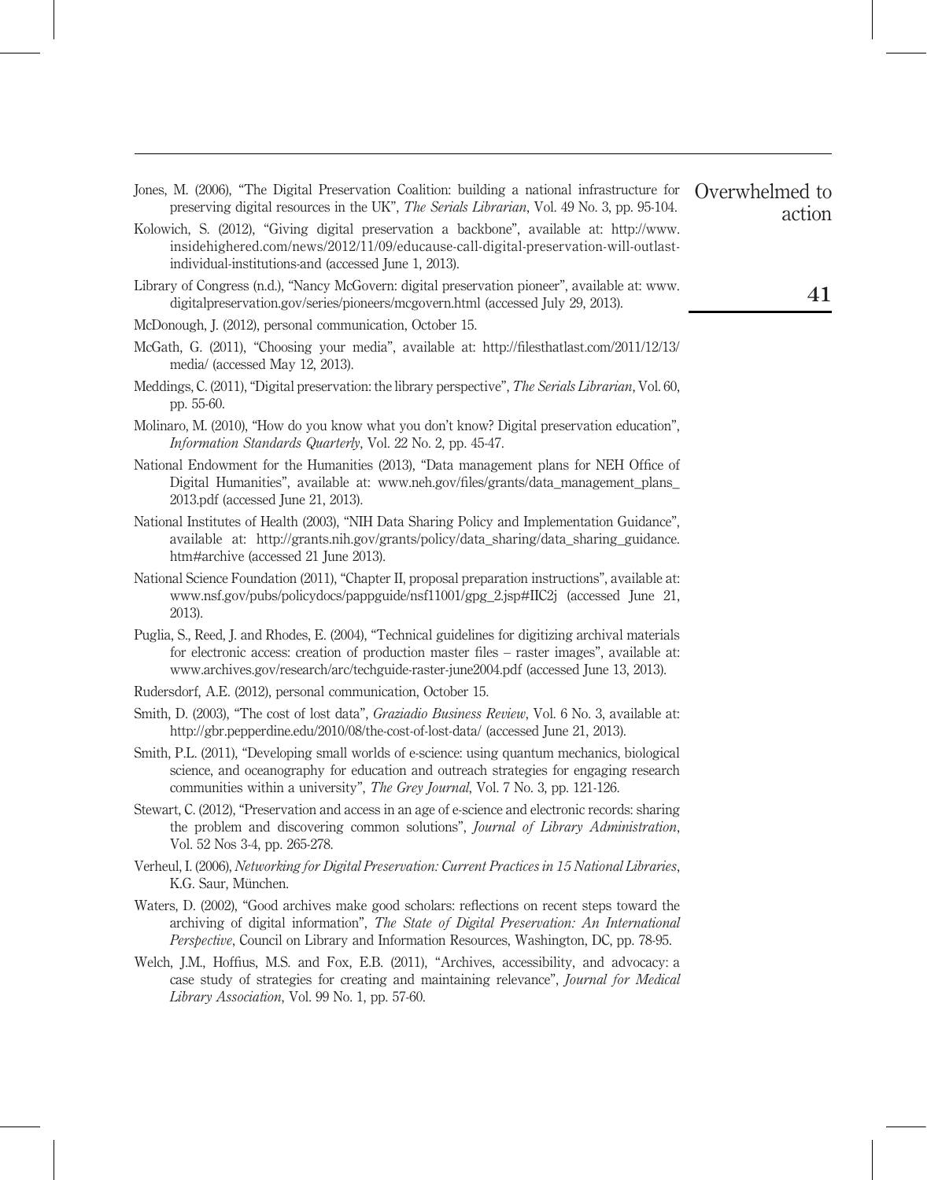Jones, M. (2006), "The Digital Preservation Coalition: building a national infrastructure for preserving digital resources in the UK", *The Serials Librarian*, Vol. 49 No. 3, pp. 95-104.

Kolowich, S. (2012), "Giving digital preservation a backbone", available at: http://www.insidehighered.com/news/2012/11/09/educause-call-digital-preservation-will-outlast-individual-institutions-and (accessed June 1, 2013).

Library of Congress (n.d.), "Nancy McGovern: digital preservation pioneer", available at: www.digitalpreservation.gov/series/pioneers/mcgovern.html (accessed July 29, 2013).

McDonough, J. (2012), personal communication, October 15.

McGath, G. (2011), "Choosing your media", available at: http://filesthatlast.com/2011/12/13/media/ (accessed May 12, 2013).

Meddings, C. (2011), "Digital preservation: the library perspective", *The Serials Librarian*, Vol. 60, pp. 55-60.

Molinaro, M. (2010), "How do you know what you don't know? Digital preservation education", *Information Standards Quarterly*, Vol. 22 No. 2, pp. 45-47.

National Endowment for the Humanities (2013), "Data management plans for NEH Office of Digital Humanities", available at: www.neh.gov/files/grants/data_management_plans_2013.pdf (accessed June 21, 2013).

National Institutes of Health (2003), "NIH Data Sharing Policy and Implementation Guidance", available at: http://grants.nih.gov/grants/policy/data_sharing/data_sharing_guidance.htm#archive (accessed 21 June 2013).

National Science Foundation (2011), "Chapter II, proposal preparation instructions", available at: www.nsf.gov/pubs/policydocs/pappguide/nsf11001/gpg_2.jsp#IIC2j (accessed June 21, 2013).

Puglia, S., Reed, J. and Rhodes, E. (2004), "Technical guidelines for digitizing archival materials for electronic access: creation of production master files – raster images", available at: www.archives.gov/research/arc/techguide-raster-june2004.pdf (accessed June 13, 2013).

Rudersdorf, A.E. (2012), personal communication, October 15.

Smith, D. (2003), "The cost of lost data", *Graziadio Business Review*, Vol. 6 No. 3, available at: http://gbr.pepperdine.edu/2010/08/the-cost-of-lost-data/ (accessed June 21, 2013).

Smith, P.L. (2011), "Developing small worlds of e-science: using quantum mechanics, biological science, and oceanography for education and outreach strategies for engaging research communities within a university", *The Grey Journal*, Vol. 7 No. 3, pp. 121-126.

Stewart, C. (2012), "Preservation and access in an age of e-science and electronic records: sharing the problem and discovering common solutions", *Journal of Library Administration*, Vol. 52 Nos 3-4, pp. 265-278.

Verheul, I. (2006), *Networking for Digital Preservation: Current Practices in 15 National Libraries*, K.G. Saur, München.

Waters, D. (2002), "Good archives make good scholars: reflections on recent steps toward the archiving of digital information", *The State of Digital Preservation: An International Perspective*, Council on Library and Information Resources, Washington, DC, pp. 78-95.

Welch, J.M., Hoffius, M.S. and Fox, E.B. (2011), "Archives, accessibility, and advocacy: a case study of strategies for creating and maintaining relevance", *Journal for Medical Library Association*, Vol. 99 No. 1, pp. 57-60.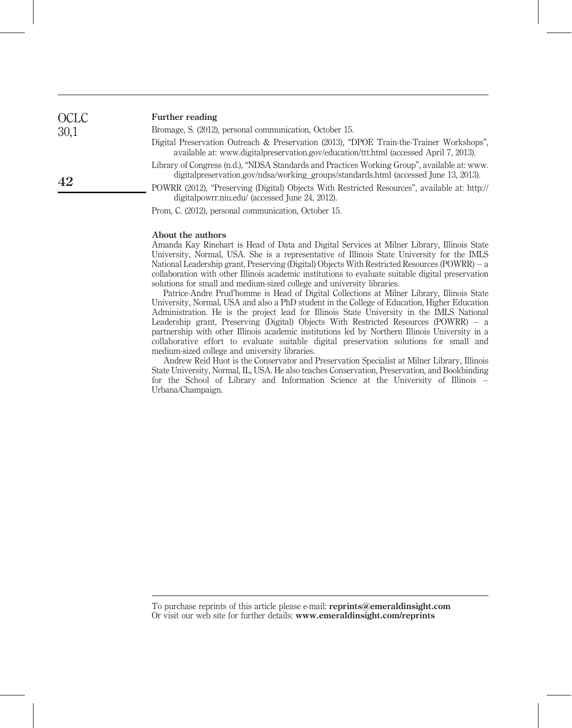## Further reading

Bromage, S. (2012), personal communication, October 15.

Digital Preservation Outreach & Preservation (2013), "DPOE Train-the-Trainer Workshops", available at: www.digitalpreservation.gov/education/ttt.html (accessed April 7, 2013).

Library of Congress (n.d.), "NDSA Standards and Practices Working Group", available at: www.digitalpreservation.gov/ndsa/working_groups/standards.html (accessed June 13, 2013).

POWRR (2012), "Preserving (Digital) Objects With Restricted Resources", available at: http://digitalpowrr.niu.edu/ (accessed June 24, 2012).

Prom, C. (2012), personal communication, October 15.

## About the authors

Amanda Kay Rinehart is Head of Data and Digital Services at Milner Library, Illinois State University, Normal, USA. She is a representative of Illinois State University for the IMLS National Leadership grant, Preserving (Digital) Objects With Restricted Resources (POWRR) – a collaboration with other Illinois academic institutions to evaluate suitable digital preservation solutions for small and medium-sized college and university libraries.

Patrice-Andre Prud'homme is Head of Digital Collections at Milner Library, Illinois State University, Normal, USA and also a PhD student in the College of Education, Higher Education Administration. He is the project lead for Illinois State University in the IMLS National Leadership grant, Preserving (Digital) Objects With Restricted Resources (POWRR) – a partnership with other Illinois academic institutions led by Northern Illinois University in a collaborative effort to evaluate suitable digital preservation solutions for small and medium-sized college and university libraries.

Andrew Reid Huot is the Conservator and Preservation Specialist at Milner Library, Illinois State University, Normal, IL, USA. He also teaches Conservation, Preservation, and Bookbinding for the School of Library and Information Science at the University of Illinois – Urbana/Champaign.

To purchase reprints of this article please e-mail: **reprints@emeraldinsight.com**
Or visit our web site for further details: **www.emeraldinsight.com/reprints**